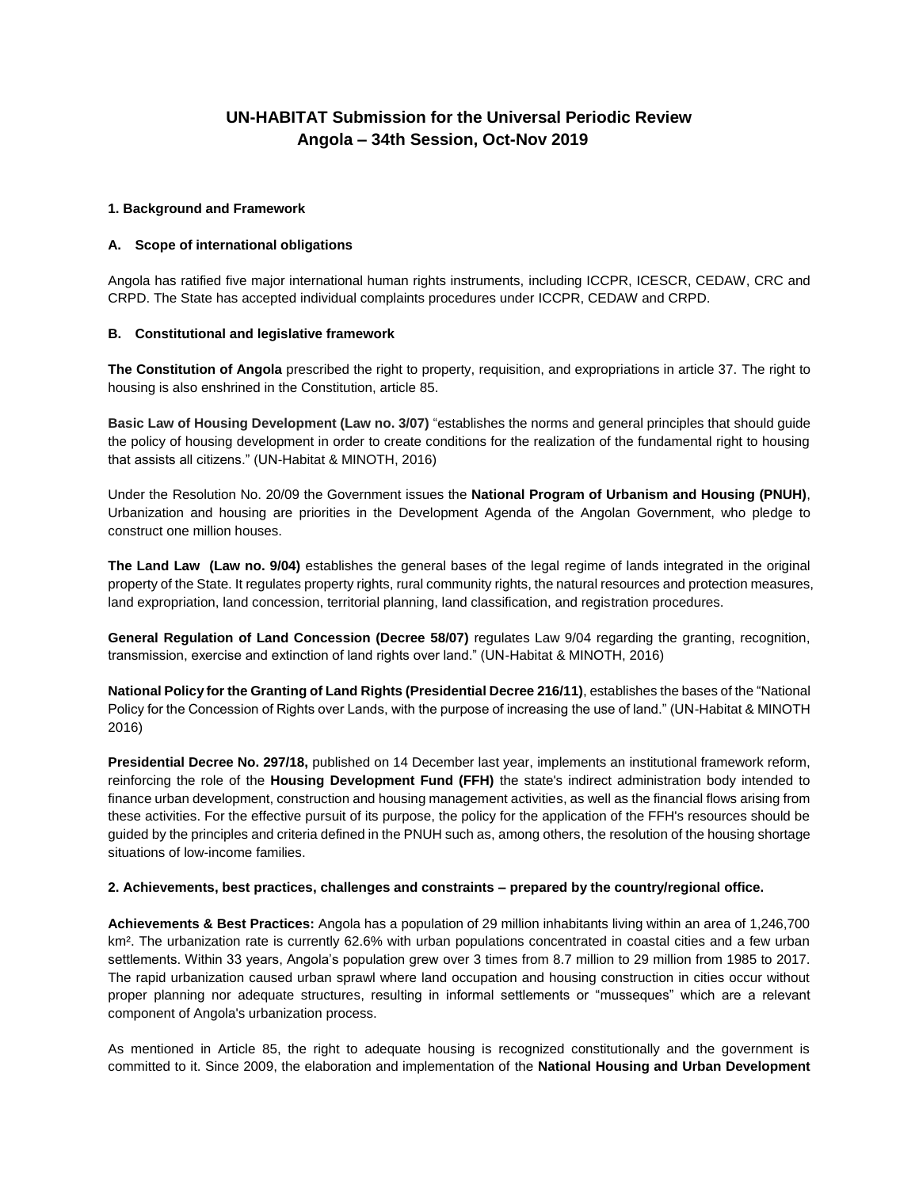# UN-HABITAT Submission for the Universal Periodic Review
## Angola – 34th Session, Oct-Nov 2019

### 1. Background and Framework

#### A. Scope of international obligations

Angola has ratified five major international human rights instruments, including ICCPR, ICESCR, CEDAW, CRC and CRPD. The State has accepted individual complaints procedures under ICCPR, CEDAW and CRPD.

#### B. Constitutional and legislative framework

**The Constitution of Angola** prescribed the right to property, requisition, and expropriations in article 37. The right to housing is also enshrined in the Constitution, article 85.

**Basic Law of Housing Development (Law no. 3/07)** "establishes the norms and general principles that should guide the policy of housing development in order to create conditions for the realization of the fundamental right to housing that assists all citizens." (UN-Habitat & MINOTH, 2016)

Under the Resolution No. 20/09 the Government issues the **National Program of Urbanism and Housing (PNUH)**, Urbanization and housing are priorities in the Development Agenda of the Angolan Government, who pledge to construct one million houses.

**The Land Law (Law no. 9/04)** establishes the general bases of the legal regime of lands integrated in the original property of the State. It regulates property rights, rural community rights, the natural resources and protection measures, land expropriation, land concession, territorial planning, land classification, and registration procedures.

**General Regulation of Land Concession (Decree 58/07)** regulates Law 9/04 regarding the granting, recognition, transmission, exercise and extinction of land rights over land." (UN-Habitat & MINOTH, 2016)

**National Policy for the Granting of Land Rights (Presidential Decree 216/11)**, establishes the bases of the "National Policy for the Concession of Rights over Lands, with the purpose of increasing the use of land." (UN-Habitat & MINOTH 2016)

**Presidential Decree No. 297/18,** published on 14 December last year, implements an institutional framework reform, reinforcing the role of the **Housing Development Fund (FFH)** the state's indirect administration body intended to finance urban development, construction and housing management activities, as well as the financial flows arising from these activities. For the effective pursuit of its purpose, the policy for the application of the FFH's resources should be guided by the principles and criteria defined in the PNUH such as, among others, the resolution of the housing shortage situations of low-income families.

### 2. Achievements, best practices, challenges and constraints – prepared by the country/regional office.

**Achievements & Best Practices:** Angola has a population of 29 million inhabitants living within an area of 1,246,700 km². The urbanization rate is currently 62.6% with urban populations concentrated in coastal cities and a few urban settlements. Within 33 years, Angola's population grew over 3 times from 8.7 million to 29 million from 1985 to 2017. The rapid urbanization caused urban sprawl where land occupation and housing construction in cities occur without proper planning nor adequate structures, resulting in informal settlements or "musseques" which are a relevant component of Angola's urbanization process.

As mentioned in Article 85, the right to adequate housing is recognized constitutionally and the government is committed to it. Since 2009, the elaboration and implementation of the **National Housing and Urban Development**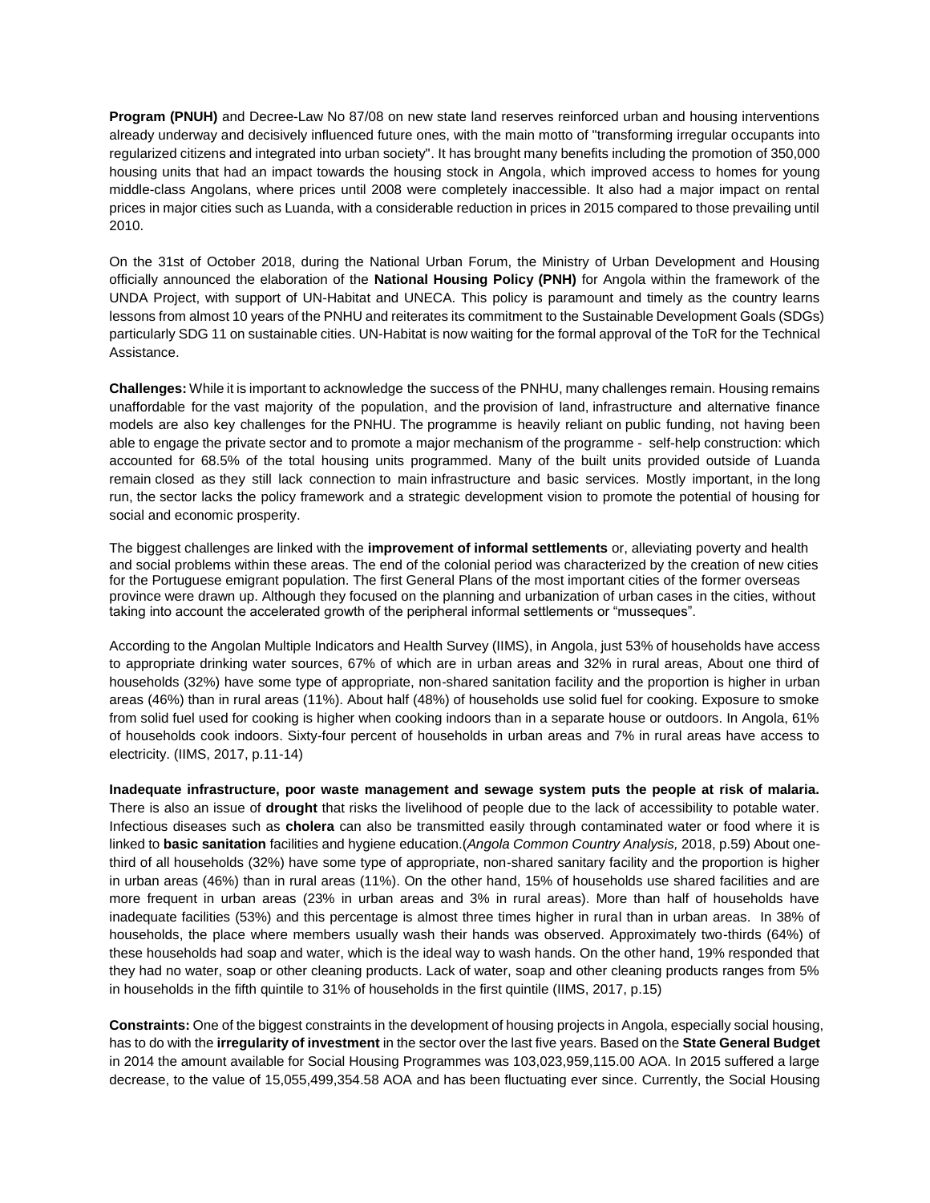**Program (PNUH)** and Decree-Law No 87/08 on new state land reserves reinforced urban and housing interventions already underway and decisively influenced future ones, with the main motto of "transforming irregular occupants into regularized citizens and integrated into urban society". It has brought many benefits including the promotion of 350,000 housing units that had an impact towards the housing stock in Angola, which improved access to homes for young middle-class Angolans, where prices until 2008 were completely inaccessible. It also had a major impact on rental prices in major cities such as Luanda, with a considerable reduction in prices in 2015 compared to those prevailing until 2010.

On the 31st of October 2018, during the National Urban Forum, the Ministry of Urban Development and Housing officially announced the elaboration of the **National Housing Policy (PNH)** for Angola within the framework of the UNDA Project, with support of UN-Habitat and UNECA. This policy is paramount and timely as the country learns lessons from almost 10 years of the PNHU and reiterates its commitment to the Sustainable Development Goals (SDGs) particularly SDG 11 on sustainable cities. UN-Habitat is now waiting for the formal approval of the ToR for the Technical Assistance.

**Challenges:** While it is important to acknowledge the success of the PNHU, many challenges remain. Housing remains unaffordable for the vast majority of the population, and the provision of land, infrastructure and alternative finance models are also key challenges for the PNHU. The programme is heavily reliant on public funding, not having been able to engage the private sector and to promote a major mechanism of the programme - self-help construction: which accounted for 68.5% of the total housing units programmed. Many of the built units provided outside of Luanda remain closed as they still lack connection to main infrastructure and basic services. Mostly important, in the long run, the sector lacks the policy framework and a strategic development vision to promote the potential of housing for social and economic prosperity.

The biggest challenges are linked with the **improvement of informal settlements** or, alleviating poverty and health and social problems within these areas. The end of the colonial period was characterized by the creation of new cities for the Portuguese emigrant population. The first General Plans of the most important cities of the former overseas province were drawn up. Although they focused on the planning and urbanization of urban cases in the cities, without taking into account the accelerated growth of the peripheral informal settlements or "musseques".

According to the Angolan Multiple Indicators and Health Survey (IIMS), in Angola, just 53% of households have access to appropriate drinking water sources, 67% of which are in urban areas and 32% in rural areas, About one third of households (32%) have some type of appropriate, non-shared sanitation facility and the proportion is higher in urban areas (46%) than in rural areas (11%). About half (48%) of households use solid fuel for cooking. Exposure to smoke from solid fuel used for cooking is higher when cooking indoors than in a separate house or outdoors. In Angola, 61% of households cook indoors. Sixty-four percent of households in urban areas and 7% in rural areas have access to electricity. (IIMS, 2017, p.11-14)

**Inadequate infrastructure, poor waste management and sewage system puts the people at risk of malaria.** There is also an issue of **drought** that risks the livelihood of people due to the lack of accessibility to potable water. Infectious diseases such as **cholera** can also be transmitted easily through contaminated water or food where it is linked to **basic sanitation** facilities and hygiene education.(*Angola Common Country Analysis,* 2018, p.59) About one-third of all households (32%) have some type of appropriate, non-shared sanitary facility and the proportion is higher in urban areas (46%) than in rural areas (11%). On the other hand, 15% of households use shared facilities and are more frequent in urban areas (23% in urban areas and 3% in rural areas). More than half of households have inadequate facilities (53%) and this percentage is almost three times higher in rural than in urban areas. In 38% of households, the place where members usually wash their hands was observed. Approximately two-thirds (64%) of these households had soap and water, which is the ideal way to wash hands. On the other hand, 19% responded that they had no water, soap or other cleaning products. Lack of water, soap and other cleaning products ranges from 5% in households in the fifth quintile to 31% of households in the first quintile (IIMS, 2017, p.15)

**Constraints:** One of the biggest constraints in the development of housing projects in Angola, especially social housing, has to do with the **irregularity of investment** in the sector over the last five years. Based on the **State General Budget** in 2014 the amount available for Social Housing Programmes was 103,023,959,115.00 AOA. In 2015 suffered a large decrease, to the value of 15,055,499,354.58 AOA and has been fluctuating ever since. Currently, the Social Housing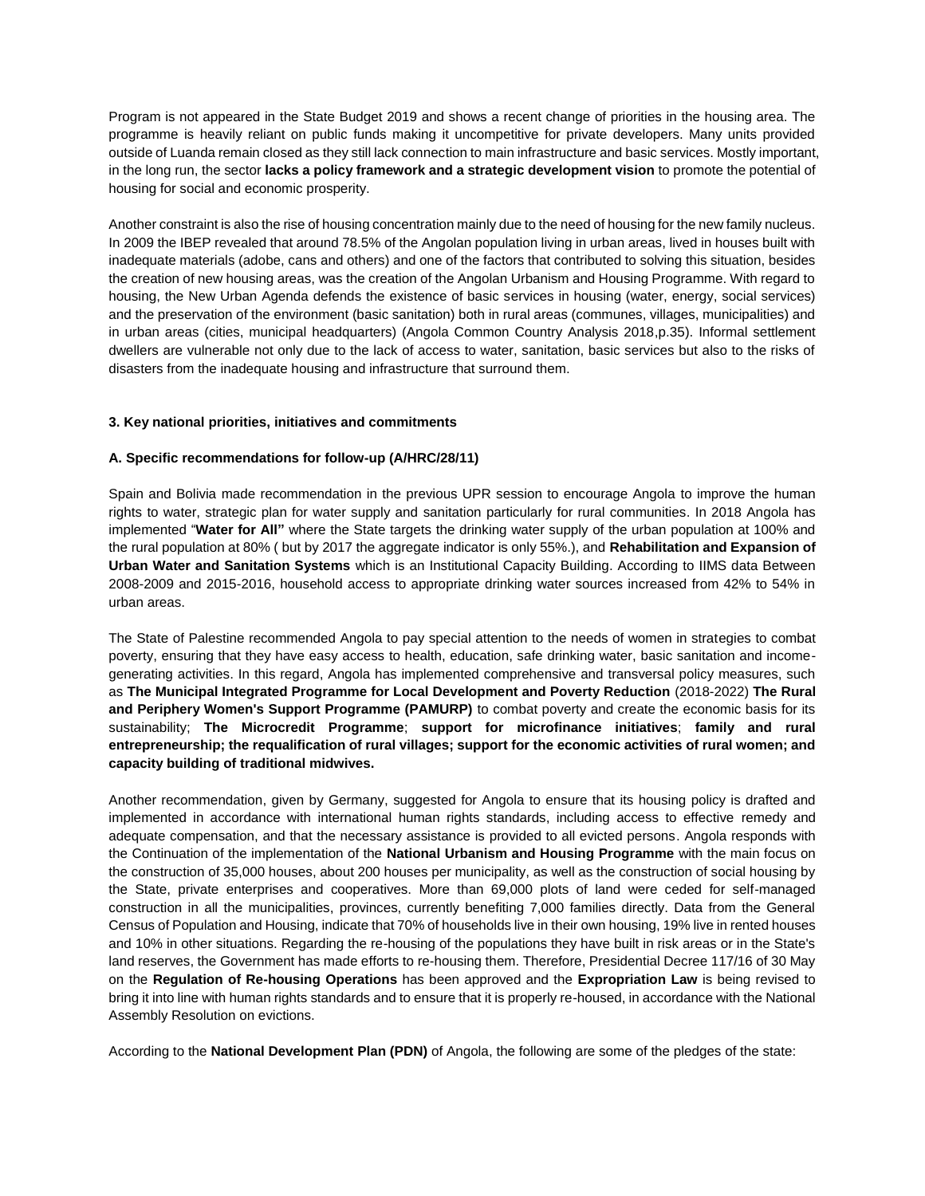Program is not appeared in the State Budget 2019 and shows a recent change of priorities in the housing area. The programme is heavily reliant on public funds making it uncompetitive for private developers. Many units provided outside of Luanda remain closed as they still lack connection to main infrastructure and basic services. Mostly important, in the long run, the sector **lacks a policy framework and a strategic development vision** to promote the potential of housing for social and economic prosperity.

Another constraint is also the rise of housing concentration mainly due to the need of housing for the new family nucleus. In 2009 the IBEP revealed that around 78.5% of the Angolan population living in urban areas, lived in houses built with inadequate materials (adobe, cans and others) and one of the factors that contributed to solving this situation, besides the creation of new housing areas, was the creation of the Angolan Urbanism and Housing Programme. With regard to housing, the New Urban Agenda defends the existence of basic services in housing (water, energy, social services) and the preservation of the environment (basic sanitation) both in rural areas (communes, villages, municipalities) and in urban areas (cities, municipal headquarters) (Angola Common Country Analysis 2018,p.35). Informal settlement dwellers are vulnerable not only due to the lack of access to water, sanitation, basic services but also to the risks of disasters from the inadequate housing and infrastructure that surround them.

### 3. Key national priorities, initiatives and commitments

#### A. Specific recommendations for follow-up (A/HRC/28/11)

Spain and Bolivia made recommendation in the previous UPR session to encourage Angola to improve the human rights to water, strategic plan for water supply and sanitation particularly for rural communities. In 2018 Angola has implemented "**Water for All"** where the State targets the drinking water supply of the urban population at 100% and the rural population at 80% ( but by 2017 the aggregate indicator is only 55%.), and **Rehabilitation and Expansion of Urban Water and Sanitation Systems** which is an Institutional Capacity Building. According to IIMS data Between 2008-2009 and 2015-2016, household access to appropriate drinking water sources increased from 42% to 54% in urban areas.

The State of Palestine recommended Angola to pay special attention to the needs of women in strategies to combat poverty, ensuring that they have easy access to health, education, safe drinking water, basic sanitation and income-generating activities. In this regard, Angola has implemented comprehensive and transversal policy measures, such as **The Municipal Integrated Programme for Local Development and Poverty Reduction** (2018-2022) **The Rural and Periphery Women's Support Programme (PAMURP)** to combat poverty and create the economic basis for its sustainability; **The Microcredit Programme**; **support for microfinance initiatives**; **family and rural entrepreneurship; the requalification of rural villages; support for the economic activities of rural women; and capacity building of traditional midwives.**

Another recommendation, given by Germany, suggested for Angola to ensure that its housing policy is drafted and implemented in accordance with international human rights standards, including access to effective remedy and adequate compensation, and that the necessary assistance is provided to all evicted persons. Angola responds with the Continuation of the implementation of the **National Urbanism and Housing Programme** with the main focus on the construction of 35,000 houses, about 200 houses per municipality, as well as the construction of social housing by the State, private enterprises and cooperatives. More than 69,000 plots of land were ceded for self-managed construction in all the municipalities, provinces, currently benefiting 7,000 families directly. Data from the General Census of Population and Housing, indicate that 70% of households live in their own housing, 19% live in rented houses and 10% in other situations. Regarding the re-housing of the populations they have built in risk areas or in the State's land reserves, the Government has made efforts to re-housing them. Therefore, Presidential Decree 117/16 of 30 May on the **Regulation of Re-housing Operations** has been approved and the **Expropriation Law** is being revised to bring it into line with human rights standards and to ensure that it is properly re-housed, in accordance with the National Assembly Resolution on evictions.

According to the **National Development Plan (PDN)** of Angola, the following are some of the pledges of the state: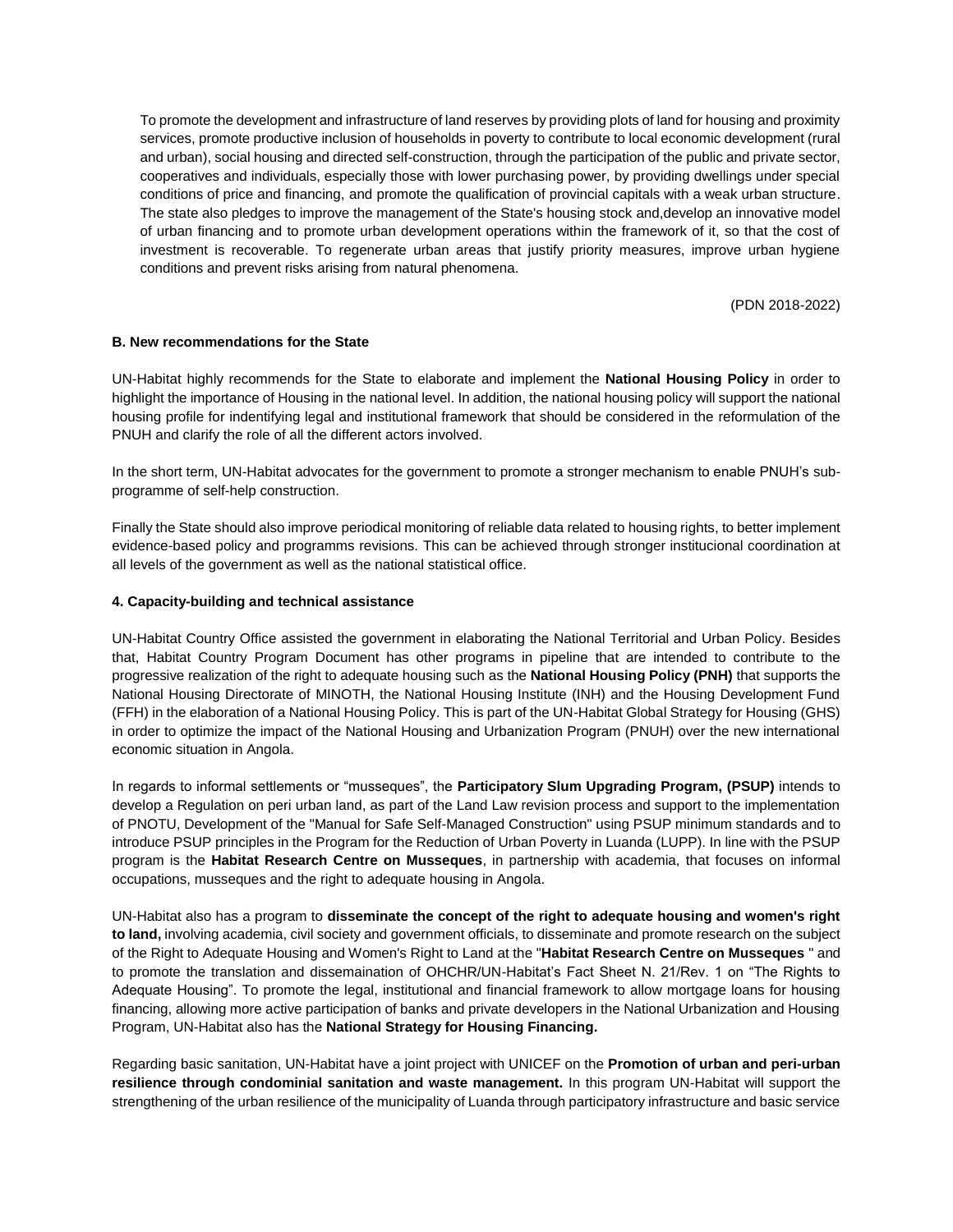> To promote the development and infrastructure of land reserves by providing plots of land for housing and proximity services, promote productive inclusion of households in poverty to contribute to local economic development (rural and urban), social housing and directed self-construction, through the participation of the public and private sector, cooperatives and individuals, especially those with lower purchasing power, by providing dwellings under special conditions of price and financing, and promote the qualification of provincial capitals with a weak urban structure. The state also pledges to improve the management of the State's housing stock and,develop an innovative model of urban financing and to promote urban development operations within the framework of it, so that the cost of investment is recoverable. To regenerate urban areas that justify priority measures, improve urban hygiene conditions and prevent risks arising from natural phenomena.
>
> (PDN 2018-2022)

**B. New recommendations for the State**

UN-Habitat highly recommends for the State to elaborate and implement the **National Housing Policy** in order to highlight the importance of Housing in the national level. In addition, the national housing policy will support the national housing profile for indentifying legal and institutional framework that should be considered in the reformulation of the PNUH and clarify the role of all the different actors involved.

In the short term, UN-Habitat advocates for the government to promote a stronger mechanism to enable PNUH's sub-programme of self-help construction.

Finally the State should also improve periodical monitoring of reliable data related to housing rights, to better implement evidence-based policy and programms revisions. This can be achieved through stronger institucional coordination at all levels of the government as well as the national statistical office.

**4. Capacity-building and technical assistance**

UN-Habitat Country Office assisted the government in elaborating the National Territorial and Urban Policy. Besides that, Habitat Country Program Document has other programs in pipeline that are intended to contribute to the progressive realization of the right to adequate housing such as the **National Housing Policy (PNH)** that supports the National Housing Directorate of MINOTH, the National Housing Institute (INH) and the Housing Development Fund (FFH) in the elaboration of a National Housing Policy. This is part of the UN-Habitat Global Strategy for Housing (GHS) in order to optimize the impact of the National Housing and Urbanization Program (PNUH) over the new international economic situation in Angola.

In regards to informal settlements or "musseques", the **Participatory Slum Upgrading Program, (PSUP)** intends to develop a Regulation on peri urban land, as part of the Land Law revision process and support to the implementation of PNOTU, Development of the "Manual for Safe Self-Managed Construction" using PSUP minimum standards and to introduce PSUP principles in the Program for the Reduction of Urban Poverty in Luanda (LUPP). In line with the PSUP program is the **Habitat Research Centre on Musseques**, in partnership with academia, that focuses on informal occupations, musseques and the right to adequate housing in Angola.

UN-Habitat also has a program to **disseminate the concept of the right to adequate housing and women's right to land,** involving academia, civil society and government officials, to disseminate and promote research on the subject of the Right to Adequate Housing and Women's Right to Land at the "**Habitat Research Centre on Musseques** " and to promote the translation and dissemaination of OHCHR/UN-Habitat's Fact Sheet N. 21/Rev. 1 on "The Rights to Adequate Housing". To promote the legal, institutional and financial framework to allow mortgage loans for housing financing, allowing more active participation of banks and private developers in the National Urbanization and Housing Program, UN-Habitat also has the **National Strategy for Housing Financing.**

Regarding basic sanitation, UN-Habitat have a joint project with UNICEF on the **Promotion of urban and peri-urban resilience through condominial sanitation and waste management.** In this program UN-Habitat will support the strengthening of the urban resilience of the municipality of Luanda through participatory infrastructure and basic service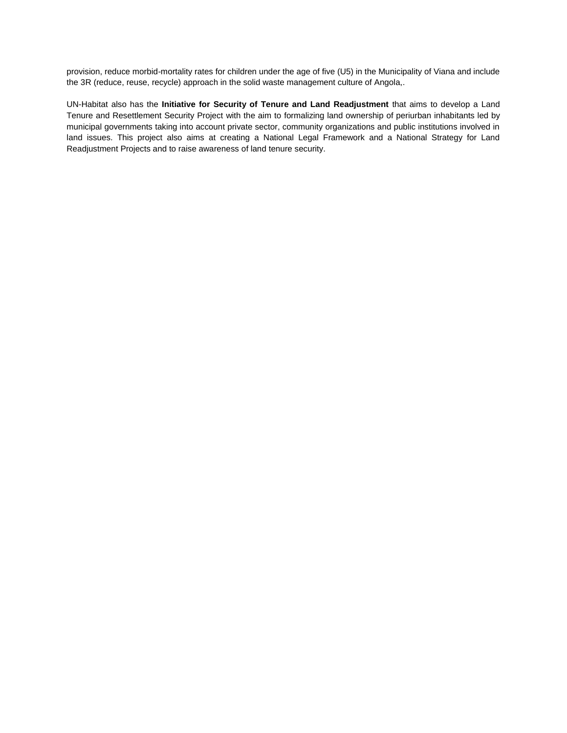provision, reduce morbid-mortality rates for children under the age of five (U5) in the Municipality of Viana and include the 3R (reduce, reuse, recycle) approach in the solid waste management culture of Angola,.

UN-Habitat also has the **Initiative for Security of Tenure and Land Readjustment** that aims to develop a Land Tenure and Resettlement Security Project with the aim to formalizing land ownership of periurban inhabitants led by municipal governments taking into account private sector, community organizations and public institutions involved in land issues. This project also aims at creating a National Legal Framework and a National Strategy for Land Readjustment Projects and to raise awareness of land tenure security.